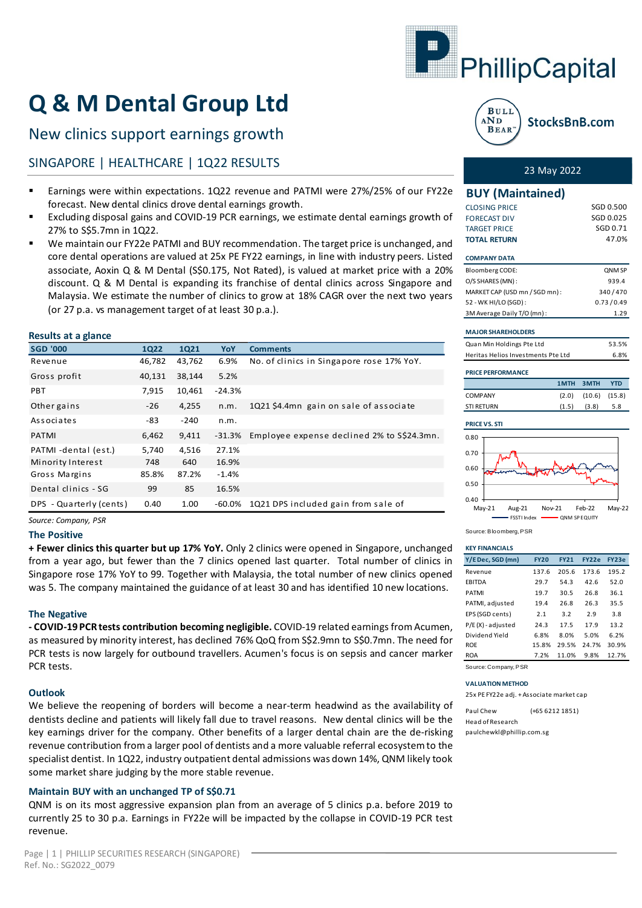# Q & M Dental Group Ltd

## New clinics support earnings growth

### SINGAPORE | HEALTHCARE | 1Q22 RESULTS

- Earnings were within expectations. 1Q22 revenue and PATMI were 27%/25% of our FY22e forecast. New dental clinics drove dental earnings growth.
- Excluding disposal gains and COVID-19 PCR earnings, we estimate dental earnings growth of 27% to S$5.7mn in 1Q22.
- We maintain our FY22e PATMI and BUY recommendation. The target price is unchanged, and core dental operations are valued at 25x PE FY22 earnings, in line with industry peers. Listed associate, Aoxin Q & M Dental (S$0.175, Not Rated), is valued at market price with a 20% discount. Q & M Dental is expanding its franchise of dental clinics across Singapore and Malaysia. We estimate the number of clinics to grow at 18% CAGR over the next two years (or 27 p.a. vs management target of at least 30 p.a.).

### Results at a glance

| SGD '000 | 1Q22 | 1Q21 | YoY | Comments |
|---|---|---|---|---|
| Revenue | 46,782 | 43,762 | 6.9% | No. of clinics in Singapore rose 17% YoY. |
| Gross profit | 40,131 | 38,144 | 5.2% | |
| PBT | 7,915 | 10,461 | -24.3% | |
| Other gains | -26 | 4,255 | n.m. | 1Q21 $4.4mn gain on sale of associate |
| Associates | -83 | -240 | n.m. | |
| PATMI | 6,462 | 9,411 | -31.3% | Employee expense declined 2% to S$24.3mn. |
| PATMI -dental (est.) | 5,740 | 4,516 | 27.1% | |
| Minority Interest | 748 | 640 | 16.9% | |
| Gross Margins | 85.8% | 87.2% | -1.4% | |
| Dental clinics - SG | 99 | 85 | 16.5% | |
| DPS - Quarterly (cents) | 0.40 | 1.00 | -60.0% | 1Q21 DPS included gain from sale of |

Source: Company, PSR

### The Positive

**+ Fewer clinics this quarter but up 17% YoY.** Only 2 clinics were opened in Singapore, unchanged from a year ago, but fewer than the 7 clinics opened last quarter. Total number of clinics in Singapore rose 17% YoY to 99. Together with Malaysia, the total number of new clinics opened was 5. The company maintained the guidance of at least 30 and has identified 10 new locations.

### The Negative

**- COVID-19 PCR tests contribution becoming negligible.** COVID-19 related earnings from Acumen, as measured by minority interest, has declined 76% QoQ from S$2.9mn to S$0.7mn. The need for PCR tests is now largely for outbound travellers. Acumen's focus is on sepsis and cancer marker PCR tests.

### Outlook

We believe the reopening of borders will become a near-term headwind as the availability of dentists decline and patients will likely fall due to travel reasons. New dental clinics will be the key earnings driver for the company. Other benefits of a larger dental chain are the de-risking revenue contribution from a larger pool of dentists and a more valuable referral ecosystem to the specialist dentist. In 1Q22, industry outpatient dental admissions was down 14%, QNM likely took some market share judging by the more stable revenue.

### Maintain BUY with an unchanged TP of S$0.71

QNM is on its most aggressive expansion plan from an average of 5 clinics p.a. before 2019 to currently 25 to 30 p.a. Earnings in FY22e will be impacted by the collapse in COVID-19 PCR test revenue.

---

23 May 2022

**BUY (Maintained)**

| | |
|---|---|
| CLOSING PRICE | SGD 0.500 |
| FORECAST DIV | SGD 0.025 |
| TARGET PRICE | SGD 0.71 |
| **TOTAL RETURN** | 47.0% |

**COMPANY DATA**

| | |
|---|---|
| Bloomberg CODE: | QNM SP |
| O/S SHARES (MN) : | 939.4 |
| MARKET CAP (USD mn / SGD mn) : | 340 / 470 |
| 52 - WK HI/LO (SGD) : | 0.73 / 0.49 |
| 3M Average Daily T/O (mn) : | 1.29 |

**MAJOR SHAREHOLDERS**

| | |
|---|---|
| Quan Min Holdings Pte Ltd | 53.5% |
| Heritas Helios Investments Pte Ltd | 6.8% |

**PRICE PERFORMANCE**

| | 1MTH | 3MTH | YTD |
|---|---|---|---|
| COMPANY | (2.0) | (10.6) | (15.8) |
| STI RETURN | (1.5) | (3.8) | 5.8 |

**PRICE VS. STI**

Source: Bloomberg, PSR

**KEY FINANCIALS**

| Y/E Dec, SGD (mn) | FY20 | FY21 | FY22e | FY23e |
|---|---|---|---|---|
| Revenue | 137.6 | 205.6 | 173.6 | 195.2 |
| EBITDA | 29.7 | 54.3 | 42.6 | 52.0 |
| PATMI | 19.7 | 30.5 | 26.8 | 36.1 |
| PATMI, adjusted | 19.4 | 26.8 | 26.3 | 35.5 |
| EPS (SGD cents) | 2.1 | 3.2 | 2.9 | 3.8 |
| P/E (X) - adjusted | 24.3 | 17.5 | 17.9 | 13.2 |
| Dividend Yield | 6.8% | 8.0% | 5.0% | 6.2% |
| ROE | 15.8% | 29.5% | 24.7% | 30.9% |
| ROA | 7.2% | 11.0% | 9.8% | 12.7% |

Source: Company, PSR

**VALUATION METHOD**

25x PE FY22e adj. + Associate market cap

Paul Chew (+65 6212 1851)
Head of Research
paulchewkl@phillip.com.sg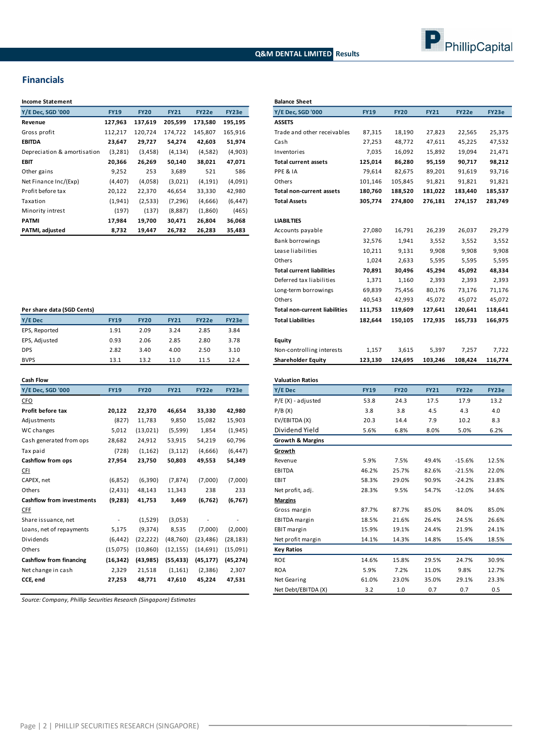## Financials

**Income Statement**

| Y/E Dec, SGD '000 | FY19 | FY20 | FY21 | FY22e | FY23e |
|---|---|---|---|---|---|
| **Revenue** | **127,963** | **137,619** | **205,599** | **173,580** | **195,195** |
| Gross profit | 112,217 | 120,724 | 174,722 | 145,807 | 165,916 |
| **EBITDA** | **23,647** | **29,727** | **54,274** | **42,603** | **51,974** |
| Depreciation & amortisation | (3,281) | (3,458) | (4,134) | (4,582) | (4,903) |
| **EBIT** | **20,366** | **26,269** | **50,140** | **38,021** | **47,071** |
| Other gains | 9,252 | 253 | 3,689 | 521 | 586 |
| Net Finance Inc/(Exp) | (4,407) | (4,058) | (3,021) | (4,191) | (4,091) |
| Profit before tax | 20,122 | 22,370 | 46,654 | 33,330 | 42,980 |
| Taxation | (1,941) | (2,533) | (7,296) | (4,666) | (6,447) |
| Minority intrest | (197) | (137) | (8,887) | (1,860) | (465) |
| **PATMI** | **17,984** | **19,700** | **30,471** | **26,804** | **36,068** |
| **PATMI, adjusted** | **8,732** | **19,447** | **26,782** | **26,283** | **35,483** |

**Per share data (SGD Cents)**

| Y/E Dec | FY19 | FY20 | FY21 | FY22e | FY23e |
|---|---|---|---|---|---|
| EPS, Reported | 1.91 | 2.09 | 3.24 | 2.85 | 3.84 |
| EPS, Adjusted | 0.93 | 2.06 | 2.85 | 2.80 | 3.78 |
| DPS | 2.82 | 3.40 | 4.00 | 2.50 | 3.10 |
| BVPS | 13.1 | 13.2 | 11.0 | 11.5 | 12.4 |

**Cash Flow**

| Y/E Dec, SGD '000 | FY19 | FY20 | FY21 | FY22e | FY23e |
|---|---|---|---|---|---|
| CFO | | | | | |
| **Profit before tax** | **20,122** | **22,370** | **46,654** | **33,330** | **42,980** |
| Adjustments | (827) | 11,783 | 9,850 | 15,082 | 15,903 |
| WC changes | 5,012 | (13,021) | (5,599) | 1,854 | (1,945) |
| Cash generated from ops | 28,682 | 24,912 | 53,915 | 54,219 | 60,796 |
| Tax paid | (728) | (1,162) | (3,112) | (4,666) | (6,447) |
| **Cashflow from ops** | **27,954** | **23,750** | **50,803** | **49,553** | **54,349** |
| CFI | | | | | |
| CAPEX, net | (6,852) | (6,390) | (7,874) | (7,000) | (7,000) |
| Others | (2,431) | 48,143 | 11,343 | 238 | 233 |
| **Cashflow from investments** | **(9,283)** | **41,753** | **3,469** | **(6,762)** | **(6,767)** |
| CFF | | | | | |
| Share issuance, net | - | (1,529) | (3,053) | - | - |
| Loans, net of repayments | 5,175 | (9,374) | 8,535 | (7,000) | (2,000) |
| Dividends | (6,442) | (22,222) | (48,760) | (23,486) | (28,183) |
| Others | (15,075) | (10,860) | (12,155) | (14,691) | (15,091) |
| **Cashflow from financing** | **(16,342)** | **(43,985)** | **(55,433)** | **(45,177)** | **(45,274)** |
| Net change in cash | 2,329 | 21,518 | (1,161) | (2,386) | 2,307 |
| **CCE, end** | **27,253** | **48,771** | **47,610** | **45,224** | **47,531** |

**Balance Sheet**

| Y/E Dec, SGD '000 | FY19 | FY20 | FY21 | FY22e | FY23e |
|---|---|---|---|---|---|
| **ASSETS** | | | | | |
| Trade and other receivables | 87,315 | 18,190 | 27,823 | 22,565 | 25,375 |
| Cash | 27,253 | 48,772 | 47,611 | 45,225 | 47,532 |
| Inventories | 7,035 | 16,092 | 15,892 | 19,094 | 21,471 |
| **Total current assets** | **125,014** | **86,280** | **95,159** | **90,717** | **98,212** |
| PPE & IA | 79,614 | 82,675 | 89,201 | 91,619 | 93,716 |
| Others | 101,146 | 105,845 | 91,821 | 91,821 | 91,821 |
| **Total non-current assets** | **180,760** | **188,520** | **181,022** | **183,440** | **185,537** |
| **Total Assets** | **305,774** | **274,800** | **276,181** | **274,157** | **283,749** |
| **LIABILTIES** | | | | | |
| Accounts payable | 27,080 | 16,791 | 26,239 | 26,037 | 29,279 |
| Bank borrowings | 32,576 | 1,941 | 3,552 | 3,552 | 3,552 |
| Lease liabilities | 10,211 | 9,131 | 9,908 | 9,908 | 9,908 |
| Others | 1,024 | 2,633 | 5,595 | 5,595 | 5,595 |
| **Total current liabilities** | **70,891** | **30,496** | **45,294** | **45,092** | **48,334** |
| Deferred tax liabilities | 1,371 | 1,160 | 2,393 | 2,393 | 2,393 |
| Long-term borrowings | 69,839 | 75,456 | 80,176 | 73,176 | 71,176 |
| Others | 40,543 | 42,993 | 45,072 | 45,072 | 45,072 |
| **Total non-current liabilities** | **111,753** | **119,609** | **127,641** | **120,641** | **118,641** |
| **Total Liabilities** | **182,644** | **150,105** | **172,935** | **165,733** | **166,975** |
| **Equity** | | | | | |
| Non-controlling interests | 1,157 | 3,615 | 5,397 | 7,257 | 7,722 |
| **Shareholder Equity** | **123,130** | **124,695** | **103,246** | **108,424** | **116,774** |

**Valuation Ratios**

| Y/E Dec | FY19 | FY20 | FY21 | FY22e | FY23e |
|---|---|---|---|---|---|
| P/E (X) - adjusted | 53.8 | 24.3 | 17.5 | 17.9 | 13.2 |
| P/B (X) | 3.8 | 3.8 | 4.5 | 4.3 | 4.0 |
| EV/EBITDA (X) | 20.3 | 14.4 | 7.9 | 10.2 | 8.3 |
| Dividend Yield | 5.6% | 6.8% | 8.0% | 5.0% | 6.2% |
| **Growth & Margins** | | | | | |
| Growth | | | | | |
| Revenue | 5.9% | 7.5% | 49.4% | -15.6% | 12.5% |
| EBITDA | 46.2% | 25.7% | 82.6% | -21.5% | 22.0% |
| EBIT | 58.3% | 29.0% | 90.9% | -24.2% | 23.8% |
| Net profit, adj. | 28.3% | 9.5% | 54.7% | -12.0% | 34.6% |
| Margins | | | | | |
| Gross margin | 87.7% | 87.7% | 85.0% | 84.0% | 85.0% |
| EBITDA margin | 18.5% | 21.6% | 26.4% | 24.5% | 26.6% |
| EBIT margin | 15.9% | 19.1% | 24.4% | 21.9% | 24.1% |
| Net profit margin | 14.1% | 14.3% | 14.8% | 15.4% | 18.5% |
| **Key Ratios** | | | | | |
| ROE | 14.6% | 15.8% | 29.5% | 24.7% | 30.9% |
| ROA | 5.9% | 7.2% | 11.0% | 9.8% | 12.7% |
| Net Gearing | 61.0% | 23.0% | 35.0% | 29.1% | 23.3% |
| Net Debt/EBITDA (X) | 3.2 | 1.0 | 0.7 | 0.7 | 0.5 |

*Source: Company, Phillip Securities Research (Singapore) Estimates*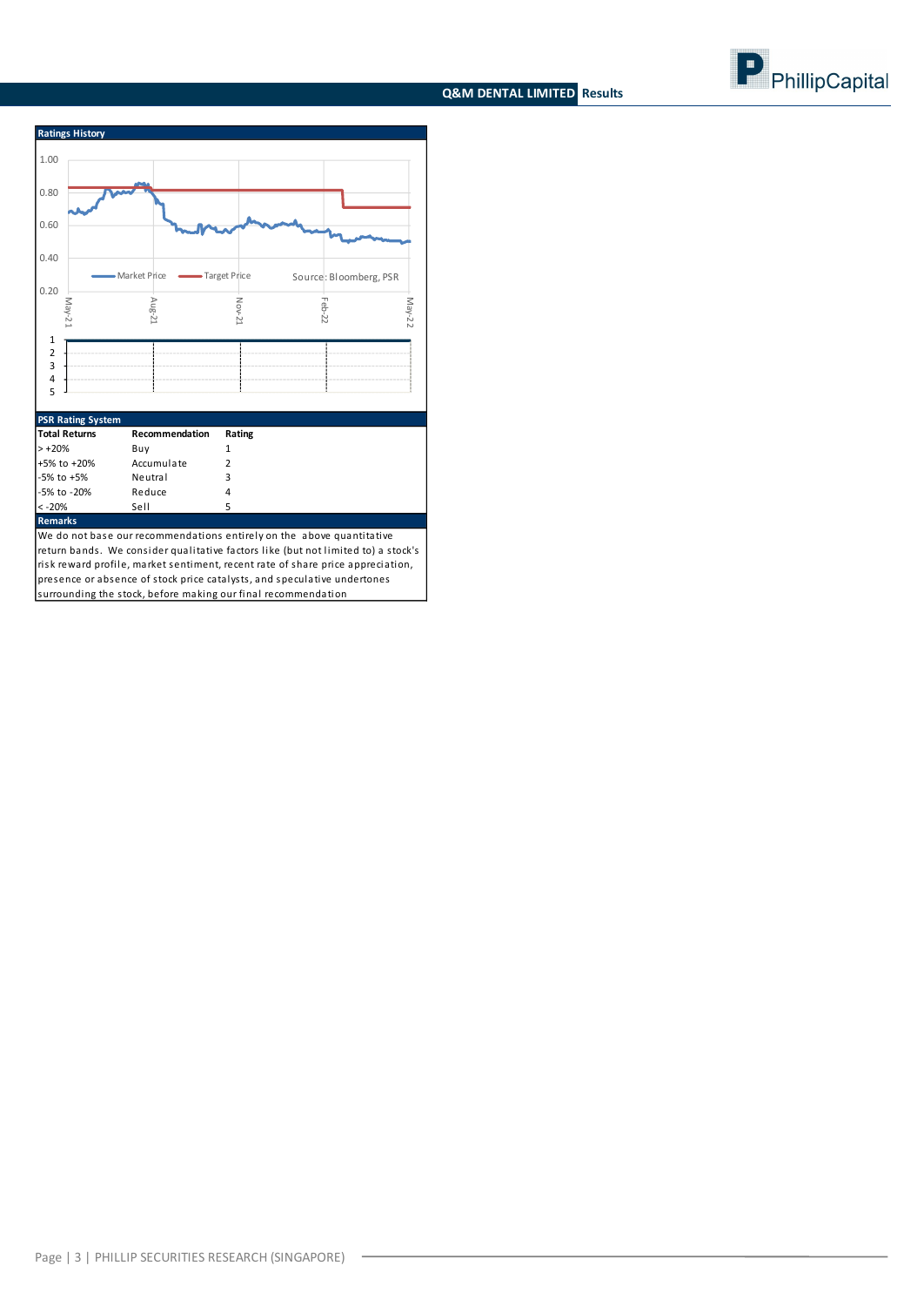### Ratings History

Market Price — Target Price

Source: Bloomberg, PSR

### PSR Rating System

| Total Returns | Recommendation | Rating |
|---|---|---|
| > +20% | Buy | 1 |
| +5% to +20% | Accumulate | 2 |
| -5% to +5% | Neutral | 3 |
| -5% to -20% | Reduce | 4 |
| < -20% | Sell | 5 |

### Remarks

We do not base our recommendations entirely on the above quantitative return bands. We consider qualitative factors like (but not limited to) a stock's risk reward profile, market sentiment, recent rate of share price appreciation, presence or absence of stock price catalysts, and speculative undertones surrounding the stock, before making our final recommendation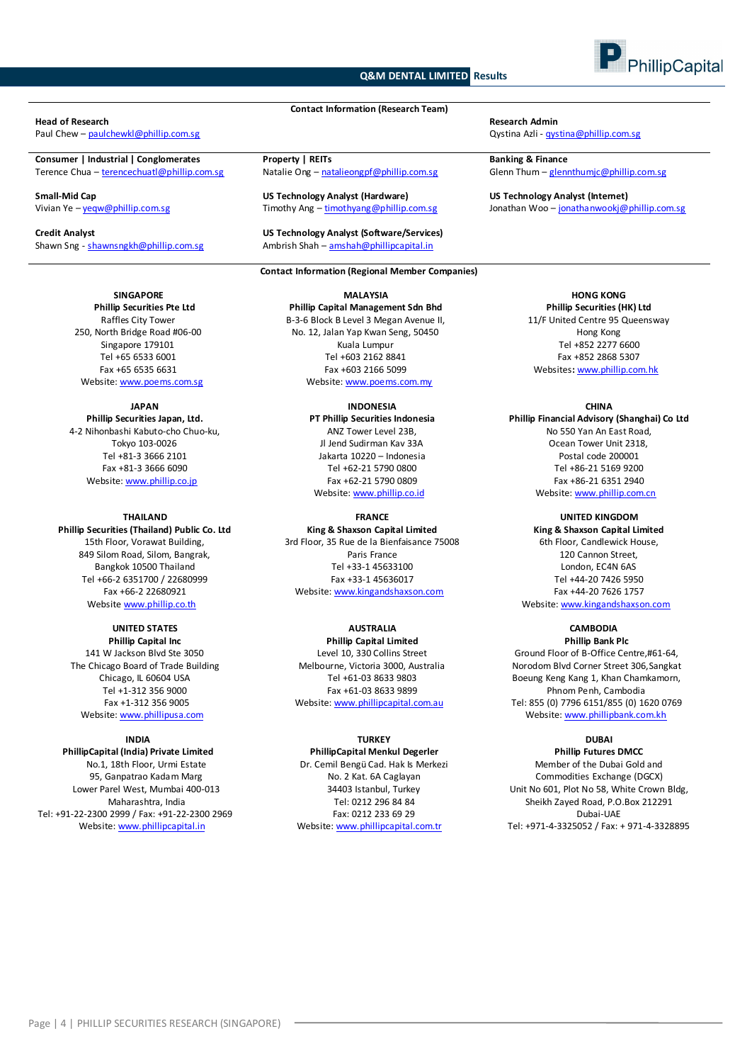## Contact Information (Research Team)

**Head of Research**
Paul Chew – paulchewkl@phillip.com.sg

**Research Admin**
Qystina Azli - qystina@phillip.com.sg

**Consumer | Industrial | Conglomerates**
Terence Chua – terencechuatl@phillip.com.sg

**Property | REITs**
Natalie Ong – natalieongpf@phillip.com.sg

**Banking & Finance**
Glenn Thum – glennthumjc@phillip.com.sg

**Small-Mid Cap**
Vivian Ye – yeqw@phillip.com.sg

**US Technology Analyst (Hardware)**
Timothy Ang – timothyang@phillip.com.sg

**US Technology Analyst (Internet)**
Jonathan Woo – jonathanwookj@phillip.com.sg

**Credit Analyst**
Shawn Sng - shawnsngkh@phillip.com.sg

**US Technology Analyst (Software/Services)**
Ambrish Shah – amshah@phillipcapital.in

## Contact Information (Regional Member Companies)

**SINGAPORE**
**Phillip Securities Pte Ltd**
Raffles City Tower
250, North Bridge Road #06-00
Singapore 179101
Tel +65 6533 6001
Fax +65 6535 6631
Website: www.poems.com.sg

**MALAYSIA**
**Phillip Capital Management Sdn Bhd**
B-3-6 Block B Level 3 Megan Avenue II,
No. 12, Jalan Yap Kwan Seng, 50450
Kuala Lumpur
Tel +603 2162 8841
Fax +603 2166 5099
Website: www.poems.com.my

**HONG KONG**
**Phillip Securities (HK) Ltd**
11/F United Centre 95 Queensway
Hong Kong
Tel +852 2277 6600
Fax +852 2868 5307
Websites: www.phillip.com.hk

**JAPAN**
**Phillip Securities Japan, Ltd.**
4-2 Nihonbashi Kabuto-cho Chuo-ku,
Tokyo 103-0026
Tel +81-3 3666 2101
Fax +81-3 3666 6090
Website: www.phillip.co.jp

**INDONESIA**
**PT Phillip Securities Indonesia**
ANZ Tower Level 23B,
Jl Jend Sudirman Kav 33A
Jakarta 10220 – Indonesia
Tel +62-21 5790 0800
Fax +62-21 5790 0809
Website: www.phillip.co.id

**CHINA**
**Phillip Financial Advisory (Shanghai) Co Ltd**
No 550 Yan An East Road,
Ocean Tower Unit 2318,
Postal code 200001
Tel +86-21 5169 9200
Fax +86-21 6351 2940
Website: www.phillip.com.cn

**THAILAND**
**Phillip Securities (Thailand) Public Co. Ltd**
15th Floor, Vorawat Building,
849 Silom Road, Silom, Bangrak,
Bangkok 10500 Thailand
Tel +66-2 6351700 / 22680999
Fax +66-2 22680921
Website www.phillip.co.th

**FRANCE**
**King & Shaxson Capital Limited**
3rd Floor, 35 Rue de la Bienfaisance 75008
Paris France
Tel +33-1 45633100
Fax +33-1 45636017
Website: www.kingandshaxson.com

**UNITED KINGDOM**
**King & Shaxson Capital Limited**
6th Floor, Candlewick House,
120 Cannon Street,
London, EC4N 6AS
Tel +44-20 7426 5950
Fax +44-20 7626 1757
Website: www.kingandshaxson.com

**UNITED STATES**
**Phillip Capital Inc**
141 W Jackson Blvd Ste 3050
The Chicago Board of Trade Building
Chicago, IL 60604 USA
Tel +1-312 356 9000
Fax +1-312 356 9005
Website: www.phillipusa.com

**AUSTRALIA**
**Phillip Capital Limited**
Level 10, 330 Collins Street
Melbourne, Victoria 3000, Australia
Tel +61-03 8633 9803
Fax +61-03 8633 9899
Website: www.phillipcapital.com.au

**CAMBODIA**
**Phillip Bank Plc**
Ground Floor of B-Office Centre,#61-64,
Norodom Blvd Corner Street 306,Sangkat
Boeung Keng Kang 1, Khan Chamkamorn,
Phnom Penh, Cambodia
Tel: 855 (0) 7796 6151/855 (0) 1620 0769
Website: www.phillipbank.com.kh

**INDIA**
**PhillipCapital (India) Private Limited**
No.1, 18th Floor, Urmi Estate
95, Ganpatrao Kadam Marg
Lower Parel West, Mumbai 400-013
Maharashtra, India
Tel: +91-22-2300 2999 / Fax: +91-22-2300 2969
Website: www.phillipcapital.in

**TURKEY**
**PhillipCapital Menkul Degerler**
Dr. Cemil Bengü Cad. Hak Is Merkezi
No. 2 Kat. 6A Caglayan
34403 Istanbul, Turkey
Tel: 0212 296 84 84
Fax: 0212 233 69 29
Website: www.phillipcapital.com.tr

**DUBAI**
**Phillip Futures DMCC**
Member of the Dubai Gold and
Commodities Exchange (DGCX)
Unit No 601, Plot No 58, White Crown Bldg,
Sheikh Zayed Road, P.O.Box 212291
Dubai-UAE
Tel: +971-4-3325052 / Fax: + 971-4-3328895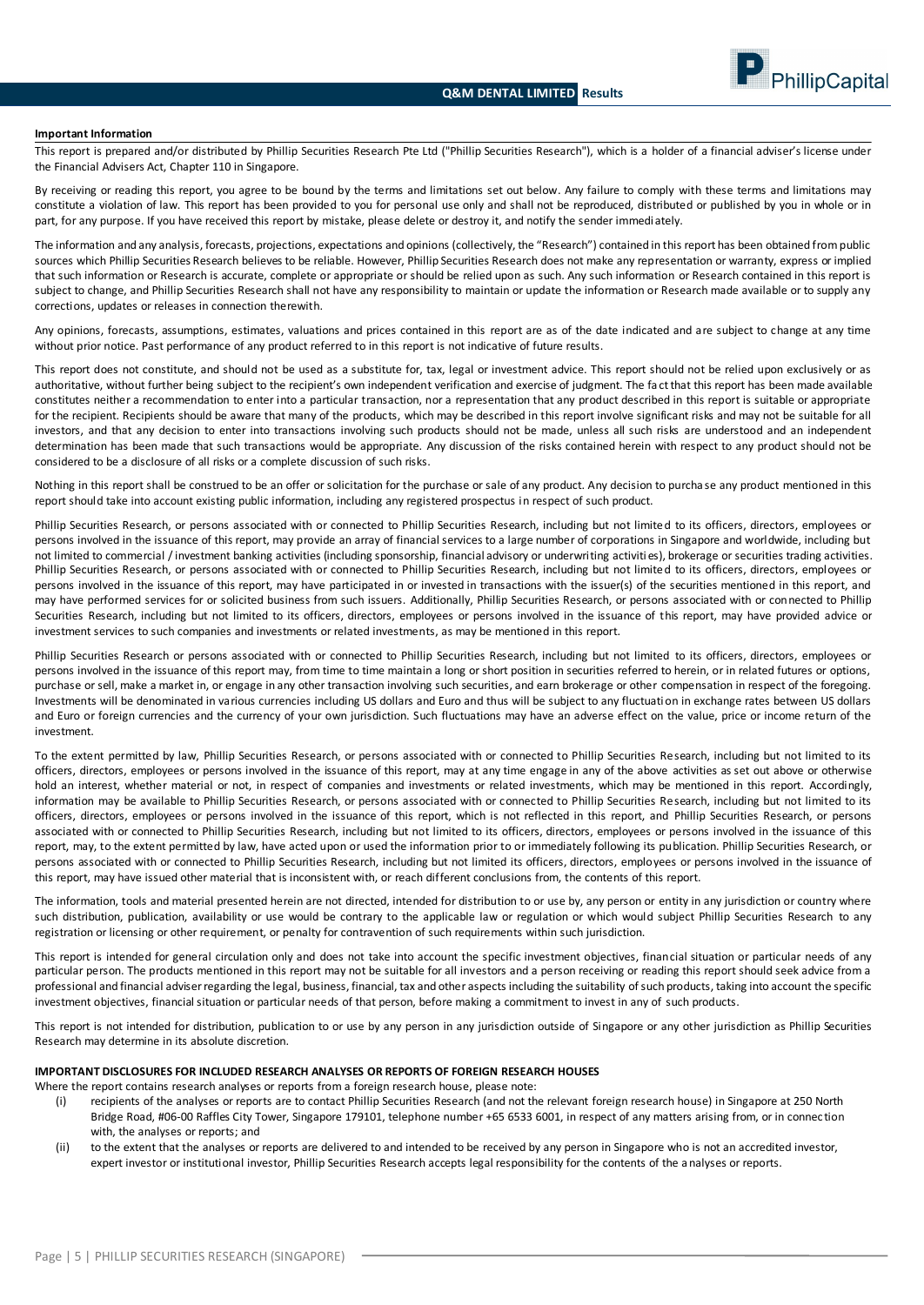## Important Information

This report is prepared and/or distributed by Phillip Securities Research Pte Ltd ("Phillip Securities Research"), which is a holder of a financial adviser's license under the Financial Advisers Act, Chapter 110 in Singapore.

By receiving or reading this report, you agree to be bound by the terms and limitations set out below. Any failure to comply with these terms and limitations may constitute a violation of law. This report has been provided to you for personal use only and shall not be reproduced, distributed or published by you in whole or in part, for any purpose. If you have received this report by mistake, please delete or destroy it, and notify the sender immediately.

The information and any analysis, forecasts, projections, expectations and opinions (collectively, the "Research") contained in this report has been obtained from public sources which Phillip Securities Research believes to be reliable. However, Phillip Securities Research does not make any representation or warranty, express or implied that such information or Research is accurate, complete or appropriate or should be relied upon as such. Any such information or Research contained in this report is subject to change, and Phillip Securities Research shall not have any responsibility to maintain or update the information or Research made available or to supply any corrections, updates or releases in connection therewith.

Any opinions, forecasts, assumptions, estimates, valuations and prices contained in this report are as of the date indicated and are subject to change at any time without prior notice. Past performance of any product referred to in this report is not indicative of future results.

This report does not constitute, and should not be used as a substitute for, tax, legal or investment advice. This report should not be relied upon exclusively or as authoritative, without further being subject to the recipient's own independent verification and exercise of judgment. The fact that this report has been made available constitutes neither a recommendation to enter into a particular transaction, nor a representation that any product described in this report is suitable or appropriate for the recipient. Recipients should be aware that many of the products, which may be described in this report involve significant risks and may not be suitable for all investors, and that any decision to enter into transactions involving such products should not be made, unless all such risks are understood and an independent determination has been made that such transactions would be appropriate. Any discussion of the risks contained herein with respect to any product should not be considered to be a disclosure of all risks or a complete discussion of such risks.

Nothing in this report shall be construed to be an offer or solicitation for the purchase or sale of any product. Any decision to purchase any product mentioned in this report should take into account existing public information, including any registered prospectus in respect of such product.

Phillip Securities Research, or persons associated with or connected to Phillip Securities Research, including but not limited to its officers, directors, employees or persons involved in the issuance of this report, may provide an array of financial services to a large number of corporations in Singapore and worldwide, including but not limited to commercial / investment banking activities (including sponsorship, financial advisory or underwriting activities), brokerage or securities trading activities. Phillip Securities Research, or persons associated with or connected to Phillip Securities Research, including but not limited to its officers, directors, employees or persons involved in the issuance of this report, may have participated in or invested in transactions with the issuer(s) of the securities mentioned in this report, and may have performed services for or solicited business from such issuers. Additionally, Phillip Securities Research, or persons associated with or connected to Phillip Securities Research, including but not limited to its officers, directors, employees or persons involved in the issuance of this report, may have provided advice or investment services to such companies and investments or related investments, as may be mentioned in this report.

Phillip Securities Research or persons associated with or connected to Phillip Securities Research, including but not limited to its officers, directors, employees or persons involved in the issuance of this report may, from time to time maintain a long or short position in securities referred to herein, or in related futures or options, purchase or sell, make a market in, or engage in any other transaction involving such securities, and earn brokerage or other compensation in respect of the foregoing. Investments will be denominated in various currencies including US dollars and Euro and thus will be subject to any fluctuation in exchange rates between US dollars and Euro or foreign currencies and the currency of your own jurisdiction. Such fluctuations may have an adverse effect on the value, price or income return of the investment.

To the extent permitted by law, Phillip Securities Research, or persons associated with or connected to Phillip Securities Research, including but not limited to its officers, directors, employees or persons involved in the issuance of this report, may at any time engage in any of the above activities as set out above or otherwise hold an interest, whether material or not, in respect of companies and investments or related investments, which may be mentioned in this report. Accordingly, information may be available to Phillip Securities Research, or persons associated with or connected to Phillip Securities Research, including but not limited to its officers, directors, employees or persons involved in the issuance of this report, which is not reflected in this report, and Phillip Securities Research, or persons associated with or connected to Phillip Securities Research, including but not limited to its officers, directors, employees or persons involved in the issuance of this report, may, to the extent permitted by law, have acted upon or used the information prior to or immediately following its publication. Phillip Securities Research, or persons associated with or connected to Phillip Securities Research, including but not limited its officers, directors, employees or persons involved in the issuance of this report, may have issued other material that is inconsistent with, or reach different conclusions from, the contents of this report.

The information, tools and material presented herein are not directed, intended for distribution to or use by, any person or entity in any jurisdiction or country where such distribution, publication, availability or use would be contrary to the applicable law or regulation or which would subject Phillip Securities Research to any registration or licensing or other requirement, or penalty for contravention of such requirements within such jurisdiction.

This report is intended for general circulation only and does not take into account the specific investment objectives, financial situation or particular needs of any particular person. The products mentioned in this report may not be suitable for all investors and a person receiving or reading this report should seek advice from a professional and financial adviser regarding the legal, business, financial, tax and other aspects including the suitability of such products, taking into account the specific investment objectives, financial situation or particular needs of that person, before making a commitment to invest in any of such products.

This report is not intended for distribution, publication to or use by any person in any jurisdiction outside of Singapore or any other jurisdiction as Phillip Securities Research may determine in its absolute discretion.

**IMPORTANT DISCLOSURES FOR INCLUDED RESEARCH ANALYSES OR REPORTS OF FOREIGN RESEARCH HOUSES**

Where the report contains research analyses or reports from a foreign research house, please note:

(i) recipients of the analyses or reports are to contact Phillip Securities Research (and not the relevant foreign research house) in Singapore at 250 North Bridge Road, #06-00 Raffles City Tower, Singapore 179101, telephone number +65 6533 6001, in respect of any matters arising from, or in connection with, the analyses or reports; and

(ii) to the extent that the analyses or reports are delivered to and intended to be received by any person in Singapore who is not an accredited investor, expert investor or institutional investor, Phillip Securities Research accepts legal responsibility for the contents of the analyses or reports.